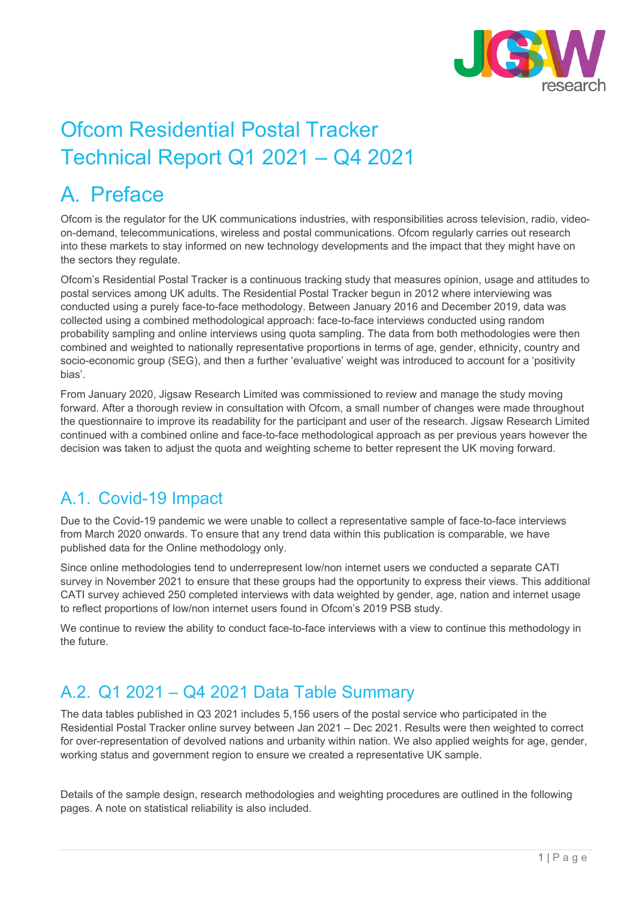# Ofcom Residential Postal Tracker Technical Report Q1 2021 – Q4 2021

# A. Preface

Ofcom is the regulator for the UK communications industries, with responsibilities across television, radio, video-on-demand, telecommunications, wireless and postal communications. Ofcom regularly carries out research into these markets to stay informed on new technology developments and the impact that they might have on the sectors they regulate.

Ofcom's Residential Postal Tracker is a continuous tracking study that measures opinion, usage and attitudes to postal services among UK adults. The Residential Postal Tracker begun in 2012 where interviewing was conducted using a purely face-to-face methodology. Between January 2016 and December 2019, data was collected using a combined methodological approach: face-to-face interviews conducted using random probability sampling and online interviews using quota sampling. The data from both methodologies were then combined and weighted to nationally representative proportions in terms of age, gender, ethnicity, country and socio-economic group (SEG), and then a further 'evaluative' weight was introduced to account for a 'positivity bias'.

From January 2020, Jigsaw Research Limited was commissioned to review and manage the study moving forward. After a thorough review in consultation with Ofcom, a small number of changes were made throughout the questionnaire to improve its readability for the participant and user of the research. Jigsaw Research Limited continued with a combined online and face-to-face methodological approach as per previous years however the decision was taken to adjust the quota and weighting scheme to better represent the UK moving forward.

## A.1. Covid-19 Impact

Due to the Covid-19 pandemic we were unable to collect a representative sample of face-to-face interviews from March 2020 onwards. To ensure that any trend data within this publication is comparable, we have published data for the Online methodology only.

Since online methodologies tend to underrepresent low/non internet users we conducted a separate CATI survey in November 2021 to ensure that these groups had the opportunity to express their views. This additional CATI survey achieved 250 completed interviews with data weighted by gender, age, nation and internet usage to reflect proportions of low/non internet users found in Ofcom's 2019 PSB study.

We continue to review the ability to conduct face-to-face interviews with a view to continue this methodology in the future.

## A.2. Q1 2021 – Q4 2021 Data Table Summary

The data tables published in Q3 2021 includes 5,156 users of the postal service who participated in the Residential Postal Tracker online survey between Jan 2021 – Dec 2021. Results were then weighted to correct for over-representation of devolved nations and urbanity within nation. We also applied weights for age, gender, working status and government region to ensure we created a representative UK sample.

Details of the sample design, research methodologies and weighting procedures are outlined in the following pages. A note on statistical reliability is also included.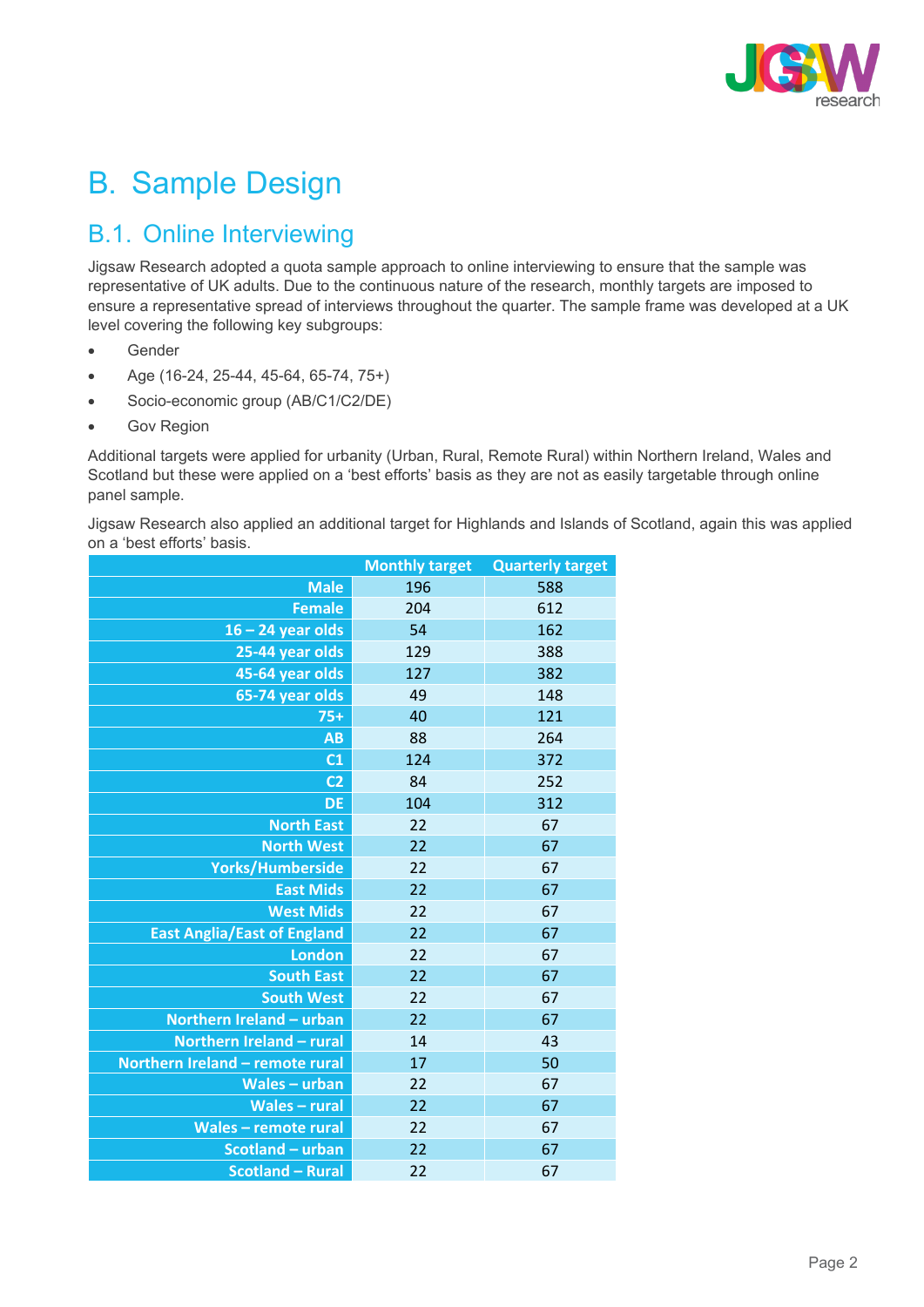# B. Sample Design

## B.1. Online Interviewing

Jigsaw Research adopted a quota sample approach to online interviewing to ensure that the sample was representative of UK adults. Due to the continuous nature of the research, monthly targets are imposed to ensure a representative spread of interviews throughout the quarter. The sample frame was developed at a UK level covering the following key subgroups:

- Gender
- Age (16-24, 25-44, 45-64, 65-74, 75+)
- Socio-economic group (AB/C1/C2/DE)
- Gov Region

Additional targets were applied for urbanity (Urban, Rural, Remote Rural) within Northern Ireland, Wales and Scotland but these were applied on a 'best efforts' basis as they are not as easily targetable through online panel sample.

Jigsaw Research also applied an additional target for Highlands and Islands of Scotland, again this was applied on a 'best efforts' basis.

| | Monthly target | Quarterly target |
|---|---|---|
| Male | 196 | 588 |
| Female | 204 | 612 |
| 16 – 24 year olds | 54 | 162 |
| 25-44 year olds | 129 | 388 |
| 45-64 year olds | 127 | 382 |
| 65-74 year olds | 49 | 148 |
| 75+ | 40 | 121 |
| AB | 88 | 264 |
| C1 | 124 | 372 |
| C2 | 84 | 252 |
| DE | 104 | 312 |
| North East | 22 | 67 |
| North West | 22 | 67 |
| Yorks/Humberside | 22 | 67 |
| East Mids | 22 | 67 |
| West Mids | 22 | 67 |
| East Anglia/East of England | 22 | 67 |
| London | 22 | 67 |
| South East | 22 | 67 |
| South West | 22 | 67 |
| Northern Ireland – urban | 22 | 67 |
| Northern Ireland – rural | 14 | 43 |
| Northern Ireland – remote rural | 17 | 50 |
| Wales – urban | 22 | 67 |
| Wales – rural | 22 | 67 |
| Wales – remote rural | 22 | 67 |
| Scotland – urban | 22 | 67 |
| Scotland – Rural | 22 | 67 |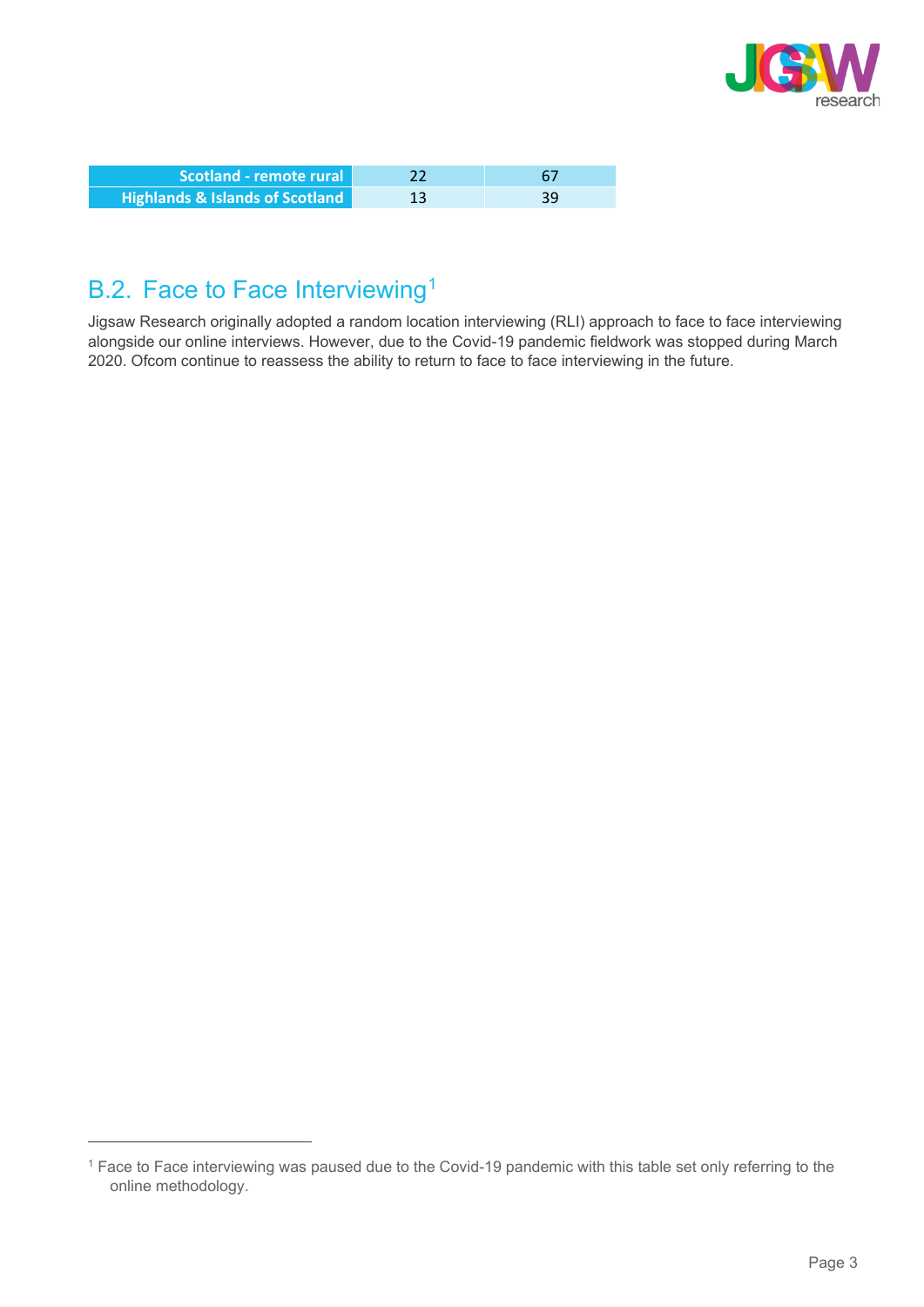| | | |
|---|---|---|
| Scotland - remote rural | 22 | 67 |
| Highlands & Islands of Scotland | 13 | 39 |

## B.2. Face to Face Interviewing[1]

Jigsaw Research originally adopted a random location interviewing (RLI) approach to face to face interviewing alongside our online interviews. However, due to the Covid-19 pandemic fieldwork was stopped during March 2020. Ofcom continue to reassess the ability to return to face to face interviewing in the future.

[1] Face to Face interviewing was paused due to the Covid-19 pandemic with this table set only referring to the online methodology.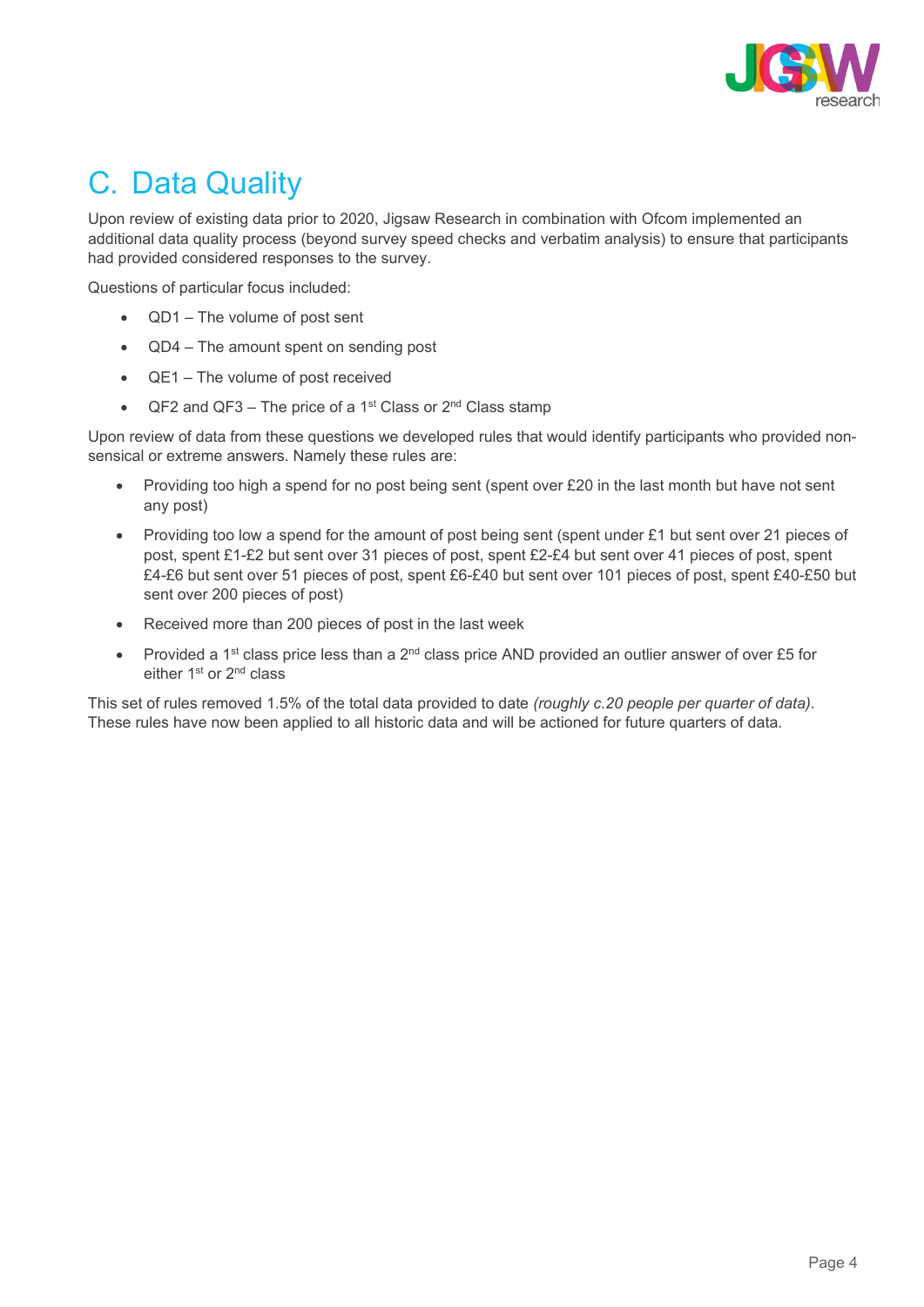# C. Data Quality

Upon review of existing data prior to 2020, Jigsaw Research in combination with Ofcom implemented an additional data quality process (beyond survey speed checks and verbatim analysis) to ensure that participants had provided considered responses to the survey.

Questions of particular focus included:

- QD1 – The volume of post sent
- QD4 – The amount spent on sending post
- QE1 – The volume of post received
- QF2 and QF3 – The price of a 1st Class or 2nd Class stamp

Upon review of data from these questions we developed rules that would identify participants who provided non-sensical or extreme answers. Namely these rules are:

- Providing too high a spend for no post being sent (spent over £20 in the last month but have not sent any post)
- Providing too low a spend for the amount of post being sent (spent under £1 but sent over 21 pieces of post, spent £1-£2 but sent over 31 pieces of post, spent £2-£4 but sent over 41 pieces of post, spent £4-£6 but sent over 51 pieces of post, spent £6-£40 but sent over 101 pieces of post, spent £40-£50 but sent over 200 pieces of post)
- Received more than 200 pieces of post in the last week
- Provided a 1st class price less than a 2nd class price AND provided an outlier answer of over £5 for either 1st or 2nd class

This set of rules removed 1.5% of the total data provided to date *(roughly c.20 people per quarter of data)*. These rules have now been applied to all historic data and will be actioned for future quarters of data.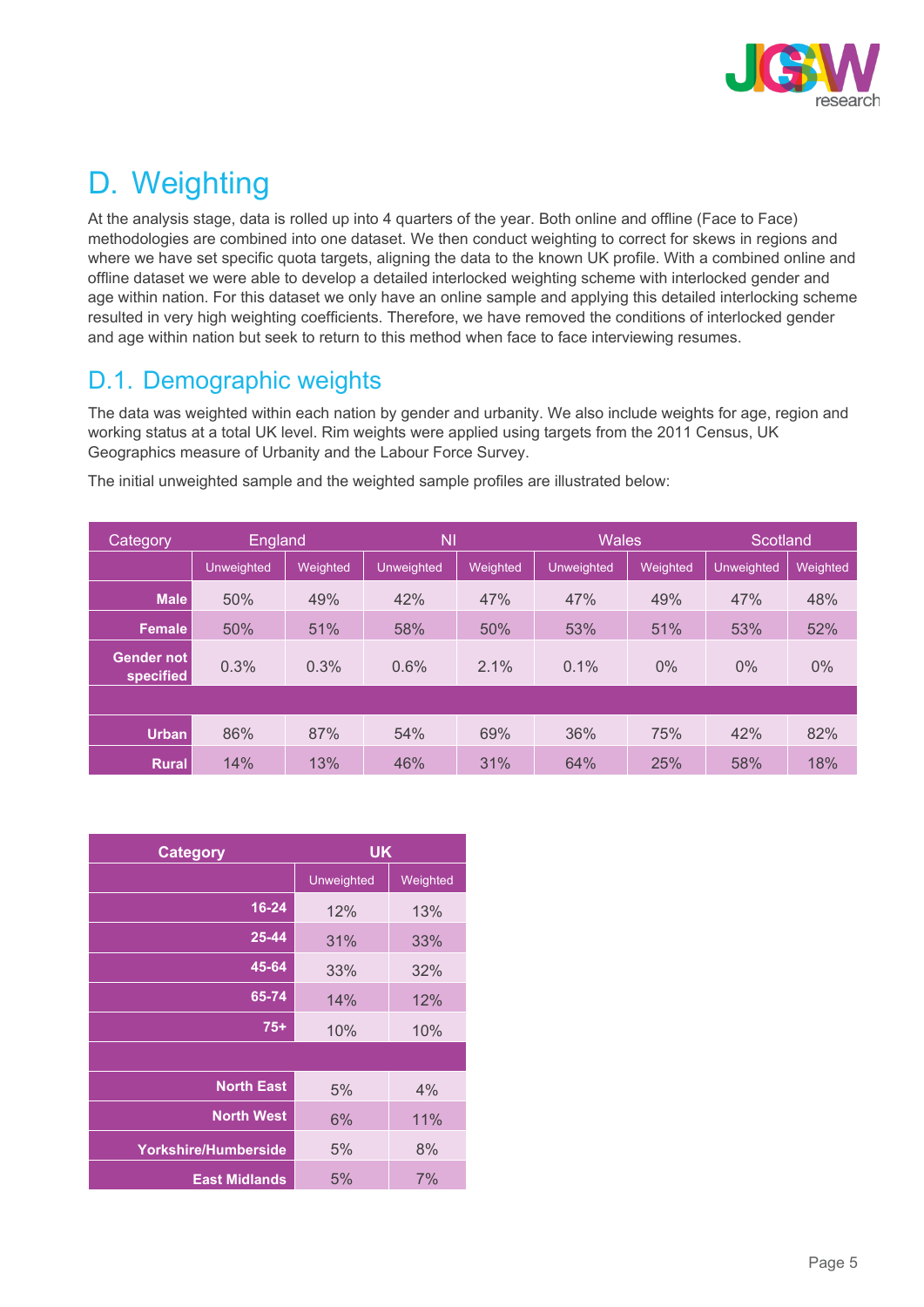# D. Weighting

At the analysis stage, data is rolled up into 4 quarters of the year. Both online and offline (Face to Face) methodologies are combined into one dataset. We then conduct weighting to correct for skews in regions and where we have set specific quota targets, aligning the data to the known UK profile. With a combined online and offline dataset we were able to develop a detailed interlocked weighting scheme with interlocked gender and age within nation. For this dataset we only have an online sample and applying this detailed interlocking scheme resulted in very high weighting coefficients. Therefore, we have removed the conditions of interlocked gender and age within nation but seek to return to this method when face to face interviewing resumes.

## D.1. Demographic weights

The data was weighted within each nation by gender and urbanity. We also include weights for age, region and working status at a total UK level. Rim weights were applied using targets from the 2011 Census, UK Geographics measure of Urbanity and the Labour Force Survey.

The initial unweighted sample and the weighted sample profiles are illustrated below:

| Category | England | | NI | | Wales | | Scotland | |
|---|---|---|---|---|---|---|---|---|
| | Unweighted | Weighted | Unweighted | Weighted | Unweighted | Weighted | Unweighted | Weighted |
| **Male** | 50% | 49% | 42% | 47% | 47% | 49% | 47% | 48% |
| **Female** | 50% | 51% | 58% | 50% | 53% | 51% | 53% | 52% |
| **Gender not specified** | 0.3% | 0.3% | 0.6% | 2.1% | 0.1% | 0% | 0% | 0% |
| | | | | | | | | |
| **Urban** | 86% | 87% | 54% | 69% | 36% | 75% | 42% | 82% |
| **Rural** | 14% | 13% | 46% | 31% | 64% | 25% | 58% | 18% |

| Category | UK | |
|---|---|---|
| | Unweighted | Weighted |
| **16-24** | 12% | 13% |
| **25-44** | 31% | 33% |
| **45-64** | 33% | 32% |
| **65-74** | 14% | 12% |
| **75+** | 10% | 10% |
| | | |
| **North East** | 5% | 4% |
| **North West** | 6% | 11% |
| **Yorkshire/Humberside** | 5% | 8% |
| **East Midlands** | 5% | 7% |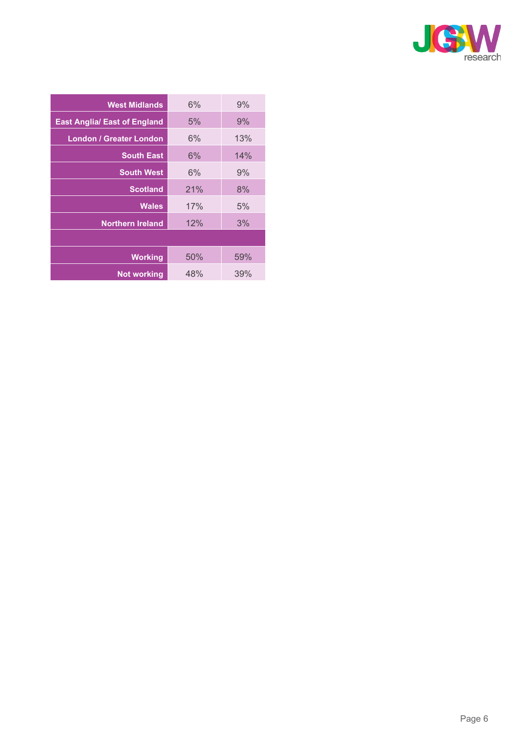| | | |
|---|---|---|
| West Midlands | 6% | 9% |
| East Anglia/ East of England | 5% | 9% |
| London / Greater London | 6% | 13% |
| South East | 6% | 14% |
| South West | 6% | 9% |
| Scotland | 21% | 8% |
| Wales | 17% | 5% |
| Northern Ireland | 12% | 3% |
| | | |
| Working | 50% | 59% |
| Not working | 48% | 39% |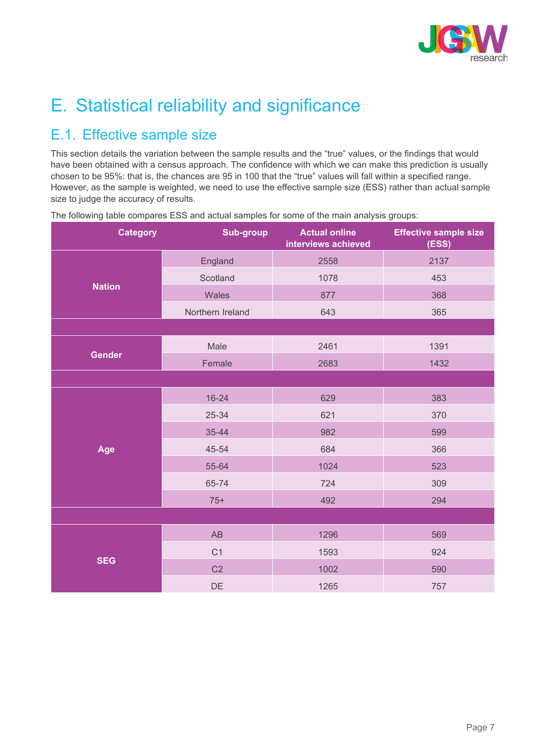# E. Statistical reliability and significance

## E.1. Effective sample size

This section details the variation between the sample results and the "true" values, or the findings that would have been obtained with a census approach. The confidence with which we can make this prediction is usually chosen to be 95%: that is, the chances are 95 in 100 that the "true" values will fall within a specified range. However, as the sample is weighted, we need to use the effective sample size (ESS) rather than actual sample size to judge the accuracy of results.

The following table compares ESS and actual samples for some of the main analysis groups:

| Category | Sub-group | Actual online interviews achieved | Effective sample size (ESS) |
|---|---|---|---|
| Nation | England | 2558 | 2137 |
| | Scotland | 1078 | 453 |
| | Wales | 877 | 368 |
| | Northern Ireland | 643 | 365 |
| Gender | Male | 2461 | 1391 |
| | Female | 2683 | 1432 |
| Age | 16-24 | 629 | 383 |
| | 25-34 | 621 | 370 |
| | 35-44 | 982 | 599 |
| | 45-54 | 684 | 366 |
| | 55-64 | 1024 | 523 |
| | 65-74 | 724 | 309 |
| | 75+ | 492 | 294 |
| SEG | AB | 1296 | 569 |
| | C1 | 1593 | 924 |
| | C2 | 1002 | 590 |
| | DE | 1265 | 757 |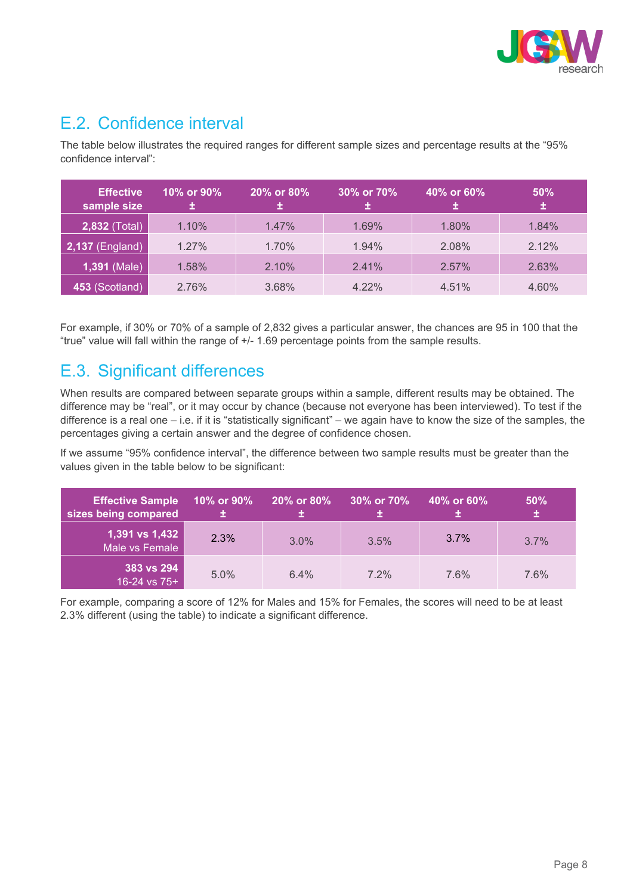## E.2. Confidence interval

The table below illustrates the required ranges for different sample sizes and percentage results at the "95% confidence interval":

| Effective sample size | 10% or 90% ± | 20% or 80% ± | 30% or 70% ± | 40% or 60% ± | 50% ± |
|---|---|---|---|---|---|
| **2,832** (Total) | 1.10% | 1.47% | 1.69% | 1.80% | 1.84% |
| **2,137** (England) | 1.27% | 1.70% | 1.94% | 2.08% | 2.12% |
| **1,391** (Male) | 1.58% | 2.10% | 2.41% | 2.57% | 2.63% |
| **453** (Scotland) | 2.76% | 3.68% | 4.22% | 4.51% | 4.60% |

For example, if 30% or 70% of a sample of 2,832 gives a particular answer, the chances are 95 in 100 that the "true" value will fall within the range of +/- 1.69 percentage points from the sample results.

## E.3. Significant differences

When results are compared between separate groups within a sample, different results may be obtained. The difference may be "real", or it may occur by chance (because not everyone has been interviewed). To test if the difference is a real one – i.e. if it is "statistically significant" – we again have to know the size of the samples, the percentages giving a certain answer and the degree of confidence chosen.

If we assume "95% confidence interval", the difference between two sample results must be greater than the values given in the table below to be significant:

| Effective Sample sizes being compared | 10% or 90% ± | 20% or 80% ± | 30% or 70% ± | 40% or 60% ± | 50% ± |
|---|---|---|---|---|---|
| **1,391 vs 1,432** Male vs Female | 2.3% | 3.0% | 3.5% | 3.7% | 3.7% |
| **383 vs 294** 16-24 vs 75+ | 5.0% | 6.4% | 7.2% | 7.6% | 7.6% |

For example, comparing a score of 12% for Males and 15% for Females, the scores will need to be at least 2.3% different (using the table) to indicate a significant difference.